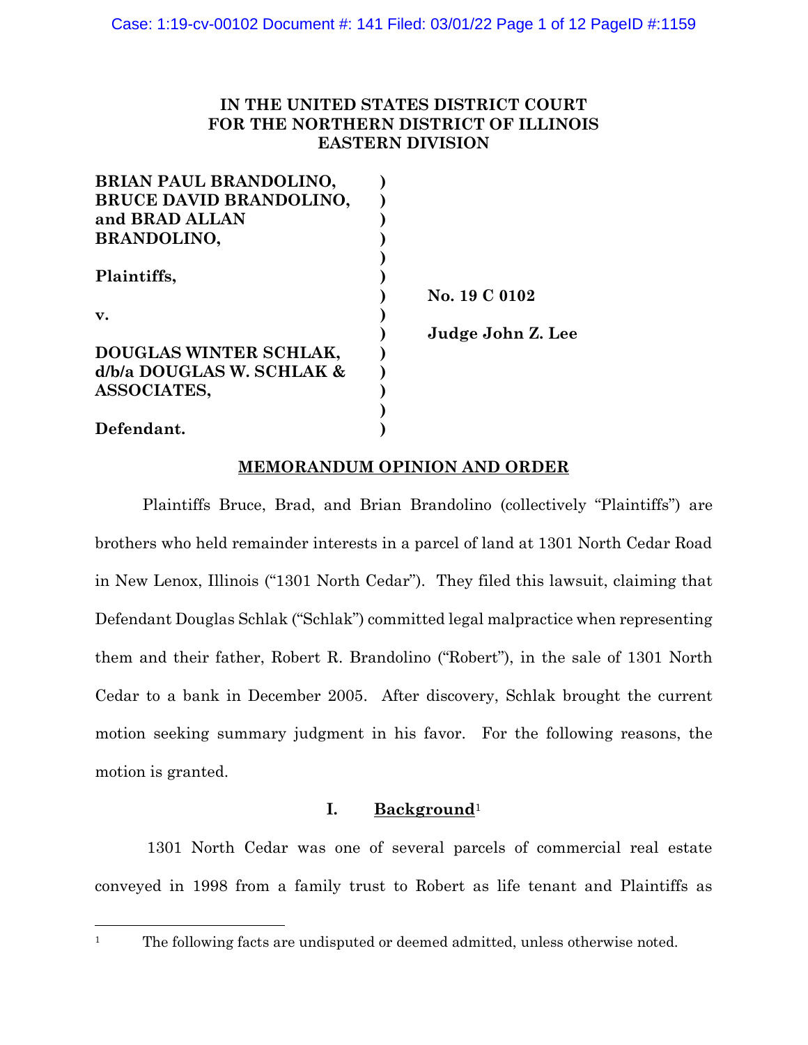IN THE UNITED STATES DISTRICT COURT
FOR THE NORTHERN DISTRICT OF ILLINOIS
EASTERN DIVISION

| | | |
|---|---|---|
| **BRIAN PAUL BRANDOLINO, BRUCE DAVID BRANDOLINO, and BRAD ALLAN BRANDOLINO,** | ) | |
| **Plaintiffs,** | ) | **No. 19 C 0102** |
| **v.** | ) | **Judge John Z. Lee** |
| **DOUGLAS WINTER SCHLAK, d/b/a DOUGLAS W. SCHLAK & ASSOCIATES,** | ) | |
| **Defendant.** | ) | |

## MEMORANDUM OPINION AND ORDER

Plaintiffs Bruce, Brad, and Brian Brandolino (collectively "Plaintiffs") are brothers who held remainder interests in a parcel of land at 1301 North Cedar Road in New Lenox, Illinois ("1301 North Cedar"). They filed this lawsuit, claiming that Defendant Douglas Schlak ("Schlak") committed legal malpractice when representing them and their father, Robert R. Brandolino ("Robert"), in the sale of 1301 North Cedar to a bank in December 2005. After discovery, Schlak brought the current motion seeking summary judgment in his favor. For the following reasons, the motion is granted.

## I. Background[1]

1301 North Cedar was one of several parcels of commercial real estate conveyed in 1998 from a family trust to Robert as life tenant and Plaintiffs as

[1] The following facts are undisputed or deemed admitted, unless otherwise noted.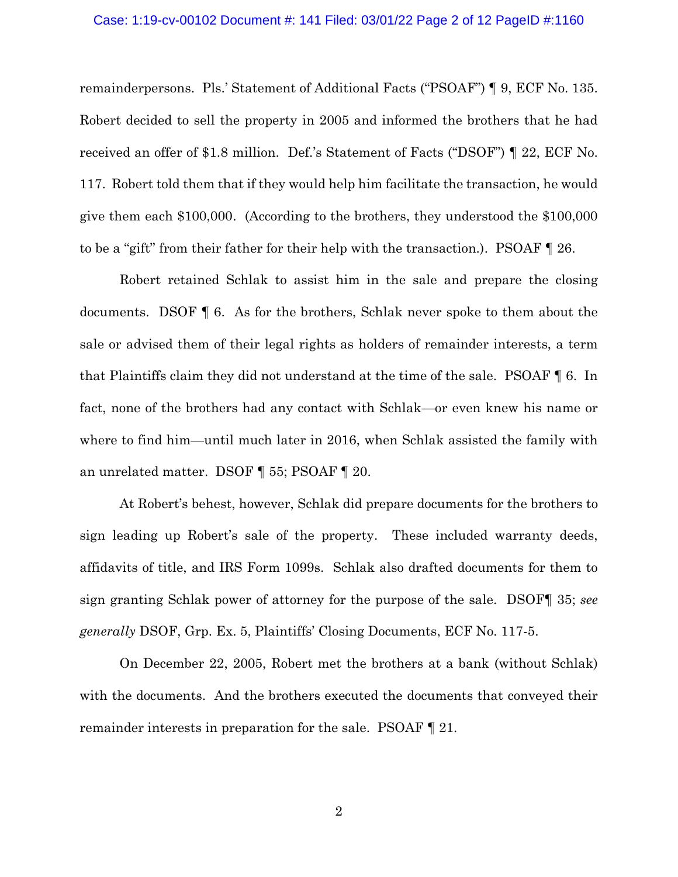remainderpersons. Pls.' Statement of Additional Facts ("PSOAF") ¶ 9, ECF No. 135. Robert decided to sell the property in 2005 and informed the brothers that he had received an offer of $1.8 million. Def.'s Statement of Facts ("DSOF") ¶ 22, ECF No. 117. Robert told them that if they would help him facilitate the transaction, he would give them each $100,000. (According to the brothers, they understood the $100,000 to be a "gift" from their father for their help with the transaction.). PSOAF ¶ 26.

Robert retained Schlak to assist him in the sale and prepare the closing documents. DSOF ¶ 6. As for the brothers, Schlak never spoke to them about the sale or advised them of their legal rights as holders of remainder interests, a term that Plaintiffs claim they did not understand at the time of the sale. PSOAF ¶ 6. In fact, none of the brothers had any contact with Schlak—or even knew his name or where to find him—until much later in 2016, when Schlak assisted the family with an unrelated matter. DSOF ¶ 55; PSOAF ¶ 20.

At Robert's behest, however, Schlak did prepare documents for the brothers to sign leading up Robert's sale of the property. These included warranty deeds, affidavits of title, and IRS Form 1099s. Schlak also drafted documents for them to sign granting Schlak power of attorney for the purpose of the sale. DSOF¶ 35; *see generally* DSOF, Grp. Ex. 5, Plaintiffs' Closing Documents, ECF No. 117-5.

On December 22, 2005, Robert met the brothers at a bank (without Schlak) with the documents. And the brothers executed the documents that conveyed their remainder interests in preparation for the sale. PSOAF ¶ 21.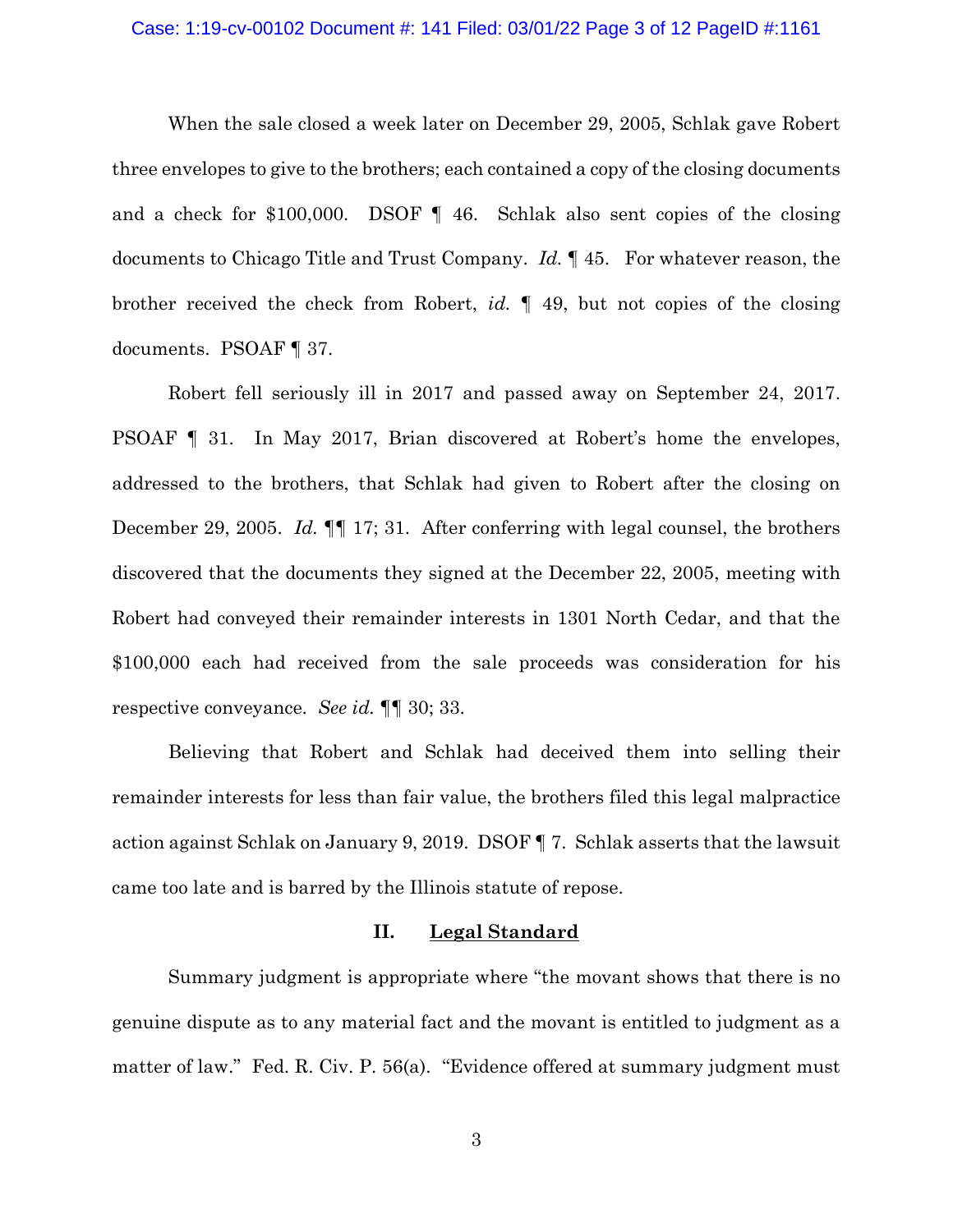When the sale closed a week later on December 29, 2005, Schlak gave Robert three envelopes to give to the brothers; each contained a copy of the closing documents and a check for $100,000. DSOF ¶ 46. Schlak also sent copies of the closing documents to Chicago Title and Trust Company. *Id.* ¶ 45. For whatever reason, the brother received the check from Robert, *id.* ¶ 49, but not copies of the closing documents. PSOAF ¶ 37.

Robert fell seriously ill in 2017 and passed away on September 24, 2017. PSOAF ¶ 31. In May 2017, Brian discovered at Robert's home the envelopes, addressed to the brothers, that Schlak had given to Robert after the closing on December 29, 2005. *Id.* ¶¶ 17; 31. After conferring with legal counsel, the brothers discovered that the documents they signed at the December 22, 2005, meeting with Robert had conveyed their remainder interests in 1301 North Cedar, and that the $100,000 each had received from the sale proceeds was consideration for his respective conveyance. *See id.* ¶¶ 30; 33.

Believing that Robert and Schlak had deceived them into selling their remainder interests for less than fair value, the brothers filed this legal malpractice action against Schlak on January 9, 2019. DSOF ¶ 7. Schlak asserts that the lawsuit came too late and is barred by the Illinois statute of repose.

## II. Legal Standard

Summary judgment is appropriate where "the movant shows that there is no genuine dispute as to any material fact and the movant is entitled to judgment as a matter of law." Fed. R. Civ. P. 56(a). "Evidence offered at summary judgment must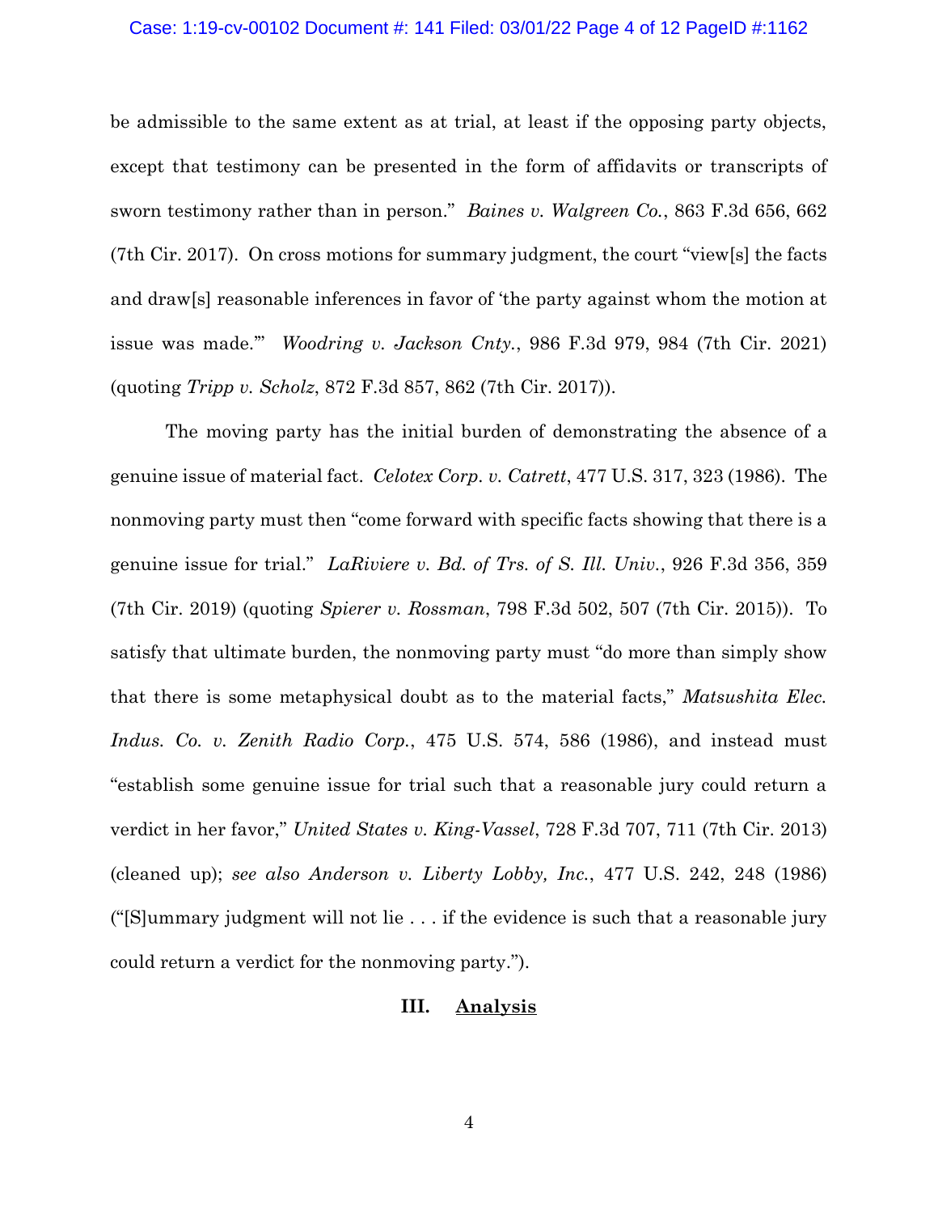be admissible to the same extent as at trial, at least if the opposing party objects, except that testimony can be presented in the form of affidavits or transcripts of sworn testimony rather than in person." *Baines v. Walgreen Co.*, 863 F.3d 656, 662 (7th Cir. 2017). On cross motions for summary judgment, the court "view[s] the facts and draw[s] reasonable inferences in favor of 'the party against whom the motion at issue was made.'" *Woodring v. Jackson Cnty.*, 986 F.3d 979, 984 (7th Cir. 2021) (quoting *Tripp v. Scholz*, 872 F.3d 857, 862 (7th Cir. 2017)).

The moving party has the initial burden of demonstrating the absence of a genuine issue of material fact. *Celotex Corp. v. Catrett*, 477 U.S. 317, 323 (1986). The nonmoving party must then "come forward with specific facts showing that there is a genuine issue for trial." *LaRiviere v. Bd. of Trs. of S. Ill. Univ.*, 926 F.3d 356, 359 (7th Cir. 2019) (quoting *Spierer v. Rossman*, 798 F.3d 502, 507 (7th Cir. 2015)). To satisfy that ultimate burden, the nonmoving party must "do more than simply show that there is some metaphysical doubt as to the material facts," *Matsushita Elec. Indus. Co. v. Zenith Radio Corp.*, 475 U.S. 574, 586 (1986), and instead must "establish some genuine issue for trial such that a reasonable jury could return a verdict in her favor," *United States v. King-Vassel*, 728 F.3d 707, 711 (7th Cir. 2013) (cleaned up); *see also Anderson v. Liberty Lobby, Inc.*, 477 U.S. 242, 248 (1986) ("[S]ummary judgment will not lie . . . if the evidence is such that a reasonable jury could return a verdict for the nonmoving party.").

## III. Analysis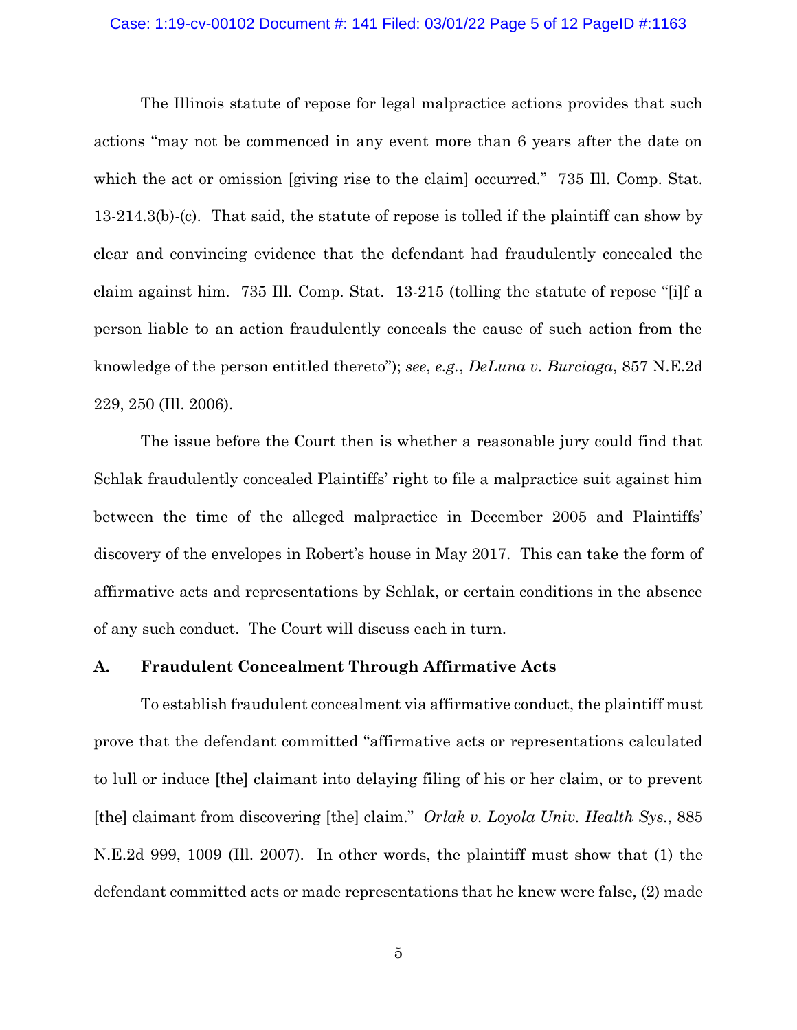The Illinois statute of repose for legal malpractice actions provides that such actions "may not be commenced in any event more than 6 years after the date on which the act or omission [giving rise to the claim] occurred." 735 Ill. Comp. Stat. 13-214.3(b)-(c). That said, the statute of repose is tolled if the plaintiff can show by clear and convincing evidence that the defendant had fraudulently concealed the claim against him. 735 Ill. Comp. Stat. 13-215 (tolling the statute of repose "[i]f a person liable to an action fraudulently conceals the cause of such action from the knowledge of the person entitled thereto"); *see*, *e.g.*, *DeLuna v. Burciaga*, 857 N.E.2d 229, 250 (Ill. 2006).

The issue before the Court then is whether a reasonable jury could find that Schlak fraudulently concealed Plaintiffs' right to file a malpractice suit against him between the time of the alleged malpractice in December 2005 and Plaintiffs' discovery of the envelopes in Robert's house in May 2017. This can take the form of affirmative acts and representations by Schlak, or certain conditions in the absence of any such conduct. The Court will discuss each in turn.

### A. Fraudulent Concealment Through Affirmative Acts

To establish fraudulent concealment via affirmative conduct, the plaintiff must prove that the defendant committed "affirmative acts or representations calculated to lull or induce [the] claimant into delaying filing of his or her claim, or to prevent [the] claimant from discovering [the] claim." *Orlak v. Loyola Univ. Health Sys.*, 885 N.E.2d 999, 1009 (Ill. 2007). In other words, the plaintiff must show that (1) the defendant committed acts or made representations that he knew were false, (2) made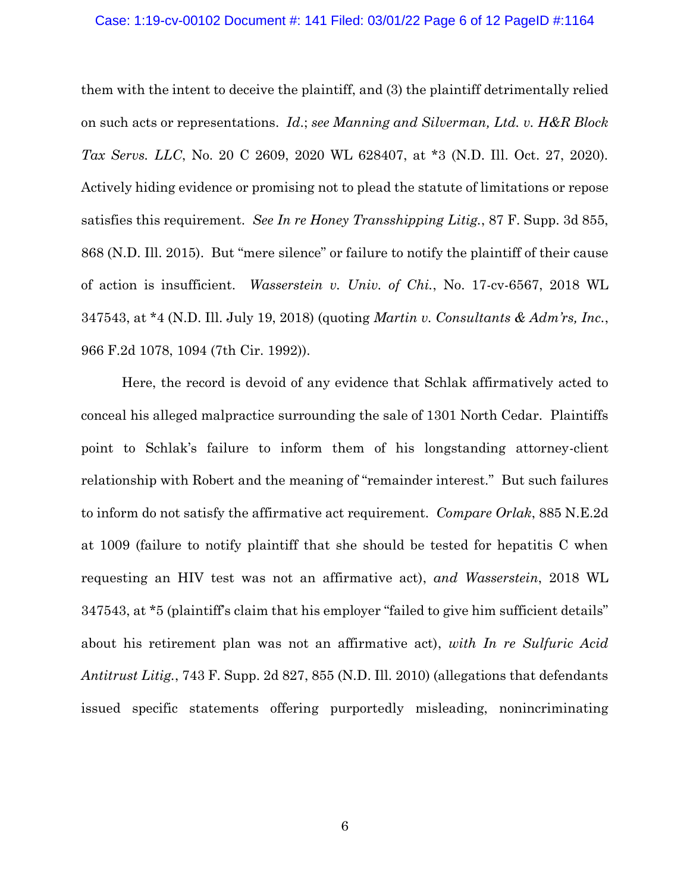them with the intent to deceive the plaintiff, and (3) the plaintiff detrimentally relied on such acts or representations. *Id.*; *see Manning and Silverman, Ltd. v. H&R Block Tax Servs. LLC*, No. 20 C 2609, 2020 WL 628407, at *3 (N.D. Ill. Oct. 27, 2020). Actively hiding evidence or promising not to plead the statute of limitations or repose satisfies this requirement. *See In re Honey Transshipping Litig.*, 87 F. Supp. 3d 855, 868 (N.D. Ill. 2015). But "mere silence" or failure to notify the plaintiff of their cause of action is insufficient. *Wasserstein v. Univ. of Chi.*, No. 17-cv-6567, 2018 WL 347543, at *4 (N.D. Ill. July 19, 2018) (quoting *Martin v. Consultants & Adm'rs, Inc.*, 966 F.2d 1078, 1094 (7th Cir. 1992)).

Here, the record is devoid of any evidence that Schlak affirmatively acted to conceal his alleged malpractice surrounding the sale of 1301 North Cedar. Plaintiffs point to Schlak's failure to inform them of his longstanding attorney-client relationship with Robert and the meaning of "remainder interest." But such failures to inform do not satisfy the affirmative act requirement. *Compare Orlak*, 885 N.E.2d at 1009 (failure to notify plaintiff that she should be tested for hepatitis C when requesting an HIV test was not an affirmative act), *and Wasserstein*, 2018 WL 347543, at *5 (plaintiff's claim that his employer "failed to give him sufficient details" about his retirement plan was not an affirmative act), *with In re Sulfuric Acid Antitrust Litig.*, 743 F. Supp. 2d 827, 855 (N.D. Ill. 2010) (allegations that defendants issued specific statements offering purportedly misleading, nonincriminating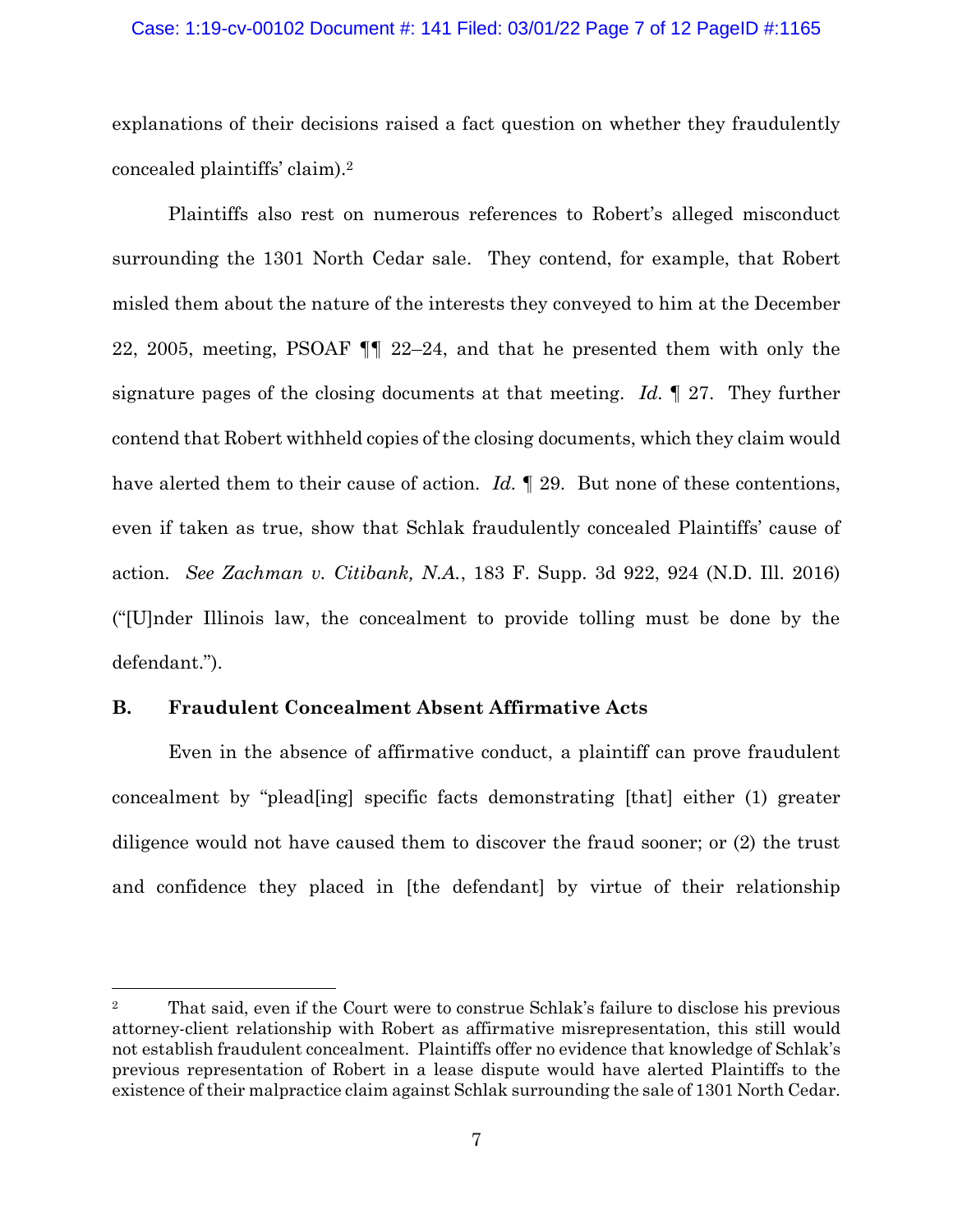explanations of their decisions raised a fact question on whether they fraudulently concealed plaintiffs' claim).[2]

Plaintiffs also rest on numerous references to Robert's alleged misconduct surrounding the 1301 North Cedar sale. They contend, for example, that Robert misled them about the nature of the interests they conveyed to him at the December 22, 2005, meeting, PSOAF ¶¶ 22–24, and that he presented them with only the signature pages of the closing documents at that meeting. *Id.* ¶ 27. They further contend that Robert withheld copies of the closing documents, which they claim would have alerted them to their cause of action. *Id.* ¶ 29. But none of these contentions, even if taken as true, show that Schlak fraudulently concealed Plaintiffs' cause of action. *See Zachman v. Citibank, N.A.*, 183 F. Supp. 3d 922, 924 (N.D. Ill. 2016) ("[U]nder Illinois law, the concealment to provide tolling must be done by the defendant.").

### B. Fraudulent Concealment Absent Affirmative Acts

Even in the absence of affirmative conduct, a plaintiff can prove fraudulent concealment by "plead[ing] specific facts demonstrating [that] either (1) greater diligence would not have caused them to discover the fraud sooner; or (2) the trust and confidence they placed in [the defendant] by virtue of their relationship

---

[2] That said, even if the Court were to construe Schlak's failure to disclose his previous attorney-client relationship with Robert as affirmative misrepresentation, this still would not establish fraudulent concealment. Plaintiffs offer no evidence that knowledge of Schlak's previous representation of Robert in a lease dispute would have alerted Plaintiffs to the existence of their malpractice claim against Schlak surrounding the sale of 1301 North Cedar.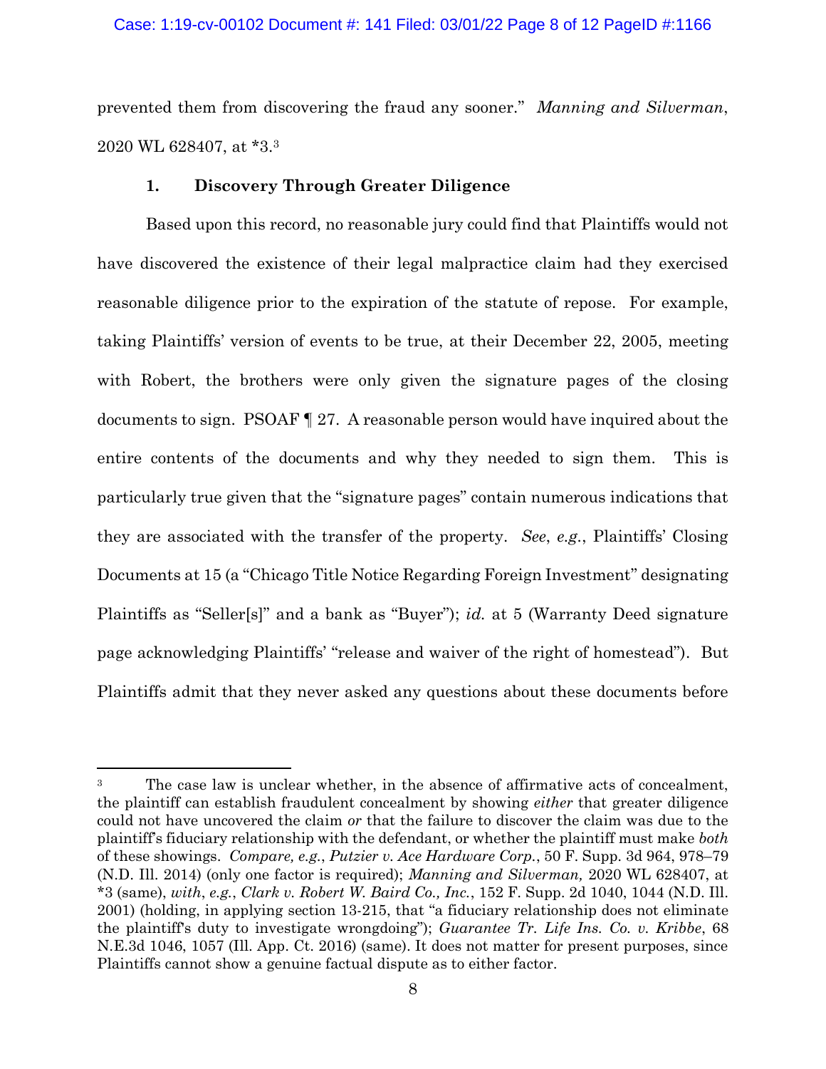prevented them from discovering the fraud any sooner." *Manning and Silverman*, 2020 WL 628407, at *3.[3]

### 1. Discovery Through Greater Diligence

Based upon this record, no reasonable jury could find that Plaintiffs would not have discovered the existence of their legal malpractice claim had they exercised reasonable diligence prior to the expiration of the statute of repose. For example, taking Plaintiffs' version of events to be true, at their December 22, 2005, meeting with Robert, the brothers were only given the signature pages of the closing documents to sign. PSOAF ¶ 27. A reasonable person would have inquired about the entire contents of the documents and why they needed to sign them. This is particularly true given that the "signature pages" contain numerous indications that they are associated with the transfer of the property. *See*, *e.g.*, Plaintiffs' Closing Documents at 15 (a "Chicago Title Notice Regarding Foreign Investment" designating Plaintiffs as "Seller[s]" and a bank as "Buyer"); *id.* at 5 (Warranty Deed signature page acknowledging Plaintiffs' "release and waiver of the right of homestead"). But Plaintiffs admit that they never asked any questions about these documents before

---

[3] The case law is unclear whether, in the absence of affirmative acts of concealment, the plaintiff can establish fraudulent concealment by showing *either* that greater diligence could not have uncovered the claim *or* that the failure to discover the claim was due to the plaintiff's fiduciary relationship with the defendant, or whether the plaintiff must make *both* of these showings. *Compare, e.g.*, *Putzier v. Ace Hardware Corp.*, 50 F. Supp. 3d 964, 978–79 (N.D. Ill. 2014) (only one factor is required); *Manning and Silverman,* 2020 WL 628407, at *3 (same), *with*, *e.g.*, *Clark v. Robert W. Baird Co., Inc.*, 152 F. Supp. 2d 1040, 1044 (N.D. Ill. 2001) (holding, in applying section 13-215, that "a fiduciary relationship does not eliminate the plaintiff's duty to investigate wrongdoing"); *Guarantee Tr. Life Ins. Co. v. Kribbe*, 68 N.E.3d 1046, 1057 (Ill. App. Ct. 2016) (same). It does not matter for present purposes, since Plaintiffs cannot show a genuine factual dispute as to either factor.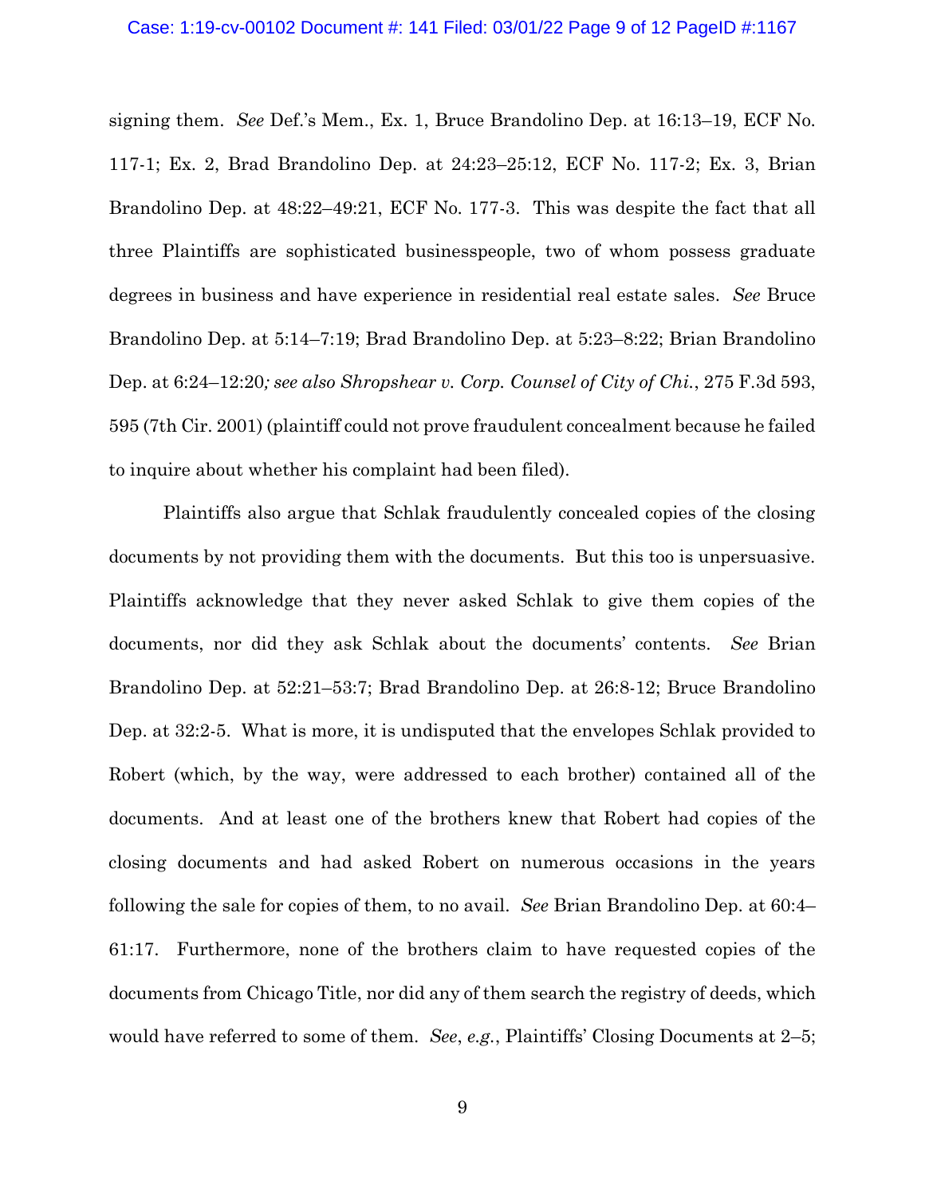signing them. *See* Def.'s Mem., Ex. 1, Bruce Brandolino Dep. at 16:13–19, ECF No. 117-1; Ex. 2, Brad Brandolino Dep. at 24:23–25:12, ECF No. 117-2; Ex. 3, Brian Brandolino Dep. at 48:22–49:21, ECF No. 177-3. This was despite the fact that all three Plaintiffs are sophisticated businesspeople, two of whom possess graduate degrees in business and have experience in residential real estate sales. *See* Bruce Brandolino Dep. at 5:14–7:19; Brad Brandolino Dep. at 5:23–8:22; Brian Brandolino Dep. at 6:24–12:20*; see also Shropshear v. Corp. Counsel of City of Chi.*, 275 F.3d 593, 595 (7th Cir. 2001) (plaintiff could not prove fraudulent concealment because he failed to inquire about whether his complaint had been filed).

Plaintiffs also argue that Schlak fraudulently concealed copies of the closing documents by not providing them with the documents. But this too is unpersuasive. Plaintiffs acknowledge that they never asked Schlak to give them copies of the documents, nor did they ask Schlak about the documents' contents. *See* Brian Brandolino Dep. at 52:21–53:7; Brad Brandolino Dep. at 26:8-12; Bruce Brandolino Dep. at 32:2-5. What is more, it is undisputed that the envelopes Schlak provided to Robert (which, by the way, were addressed to each brother) contained all of the documents. And at least one of the brothers knew that Robert had copies of the closing documents and had asked Robert on numerous occasions in the years following the sale for copies of them, to no avail. *See* Brian Brandolino Dep. at 60:4–61:17. Furthermore, none of the brothers claim to have requested copies of the documents from Chicago Title, nor did any of them search the registry of deeds, which would have referred to some of them. *See*, *e.g.*, Plaintiffs' Closing Documents at 2–5;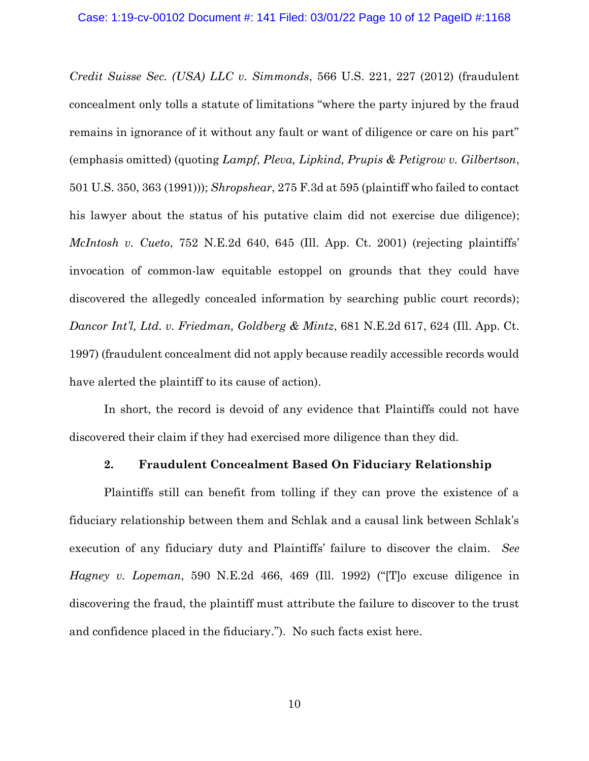*Credit Suisse Sec. (USA) LLC v. Simmonds*, 566 U.S. 221, 227 (2012) (fraudulent concealment only tolls a statute of limitations "where the party injured by the fraud remains in ignorance of it without any fault or want of diligence or care on his part" (emphasis omitted) (quoting *Lampf, Pleva, Lipkind, Prupis & Petigrow v. Gilbertson*, 501 U.S. 350, 363 (1991))); *Shropshear*, 275 F.3d at 595 (plaintiff who failed to contact his lawyer about the status of his putative claim did not exercise due diligence); *McIntosh v. Cueto*, 752 N.E.2d 640, 645 (Ill. App. Ct. 2001) (rejecting plaintiffs' invocation of common-law equitable estoppel on grounds that they could have discovered the allegedly concealed information by searching public court records); *Dancor Int'l, Ltd. v. Friedman, Goldberg & Mintz*, 681 N.E.2d 617, 624 (Ill. App. Ct. 1997) (fraudulent concealment did not apply because readily accessible records would have alerted the plaintiff to its cause of action).

In short, the record is devoid of any evidence that Plaintiffs could not have discovered their claim if they had exercised more diligence than they did.

**2. Fraudulent Concealment Based On Fiduciary Relationship**

Plaintiffs still can benefit from tolling if they can prove the existence of a fiduciary relationship between them and Schlak and a causal link between Schlak's execution of any fiduciary duty and Plaintiffs' failure to discover the claim. *See Hagney v. Lopeman*, 590 N.E.2d 466, 469 (Ill. 1992) ("[T]o excuse diligence in discovering the fraud, the plaintiff must attribute the failure to discover to the trust and confidence placed in the fiduciary."). No such facts exist here.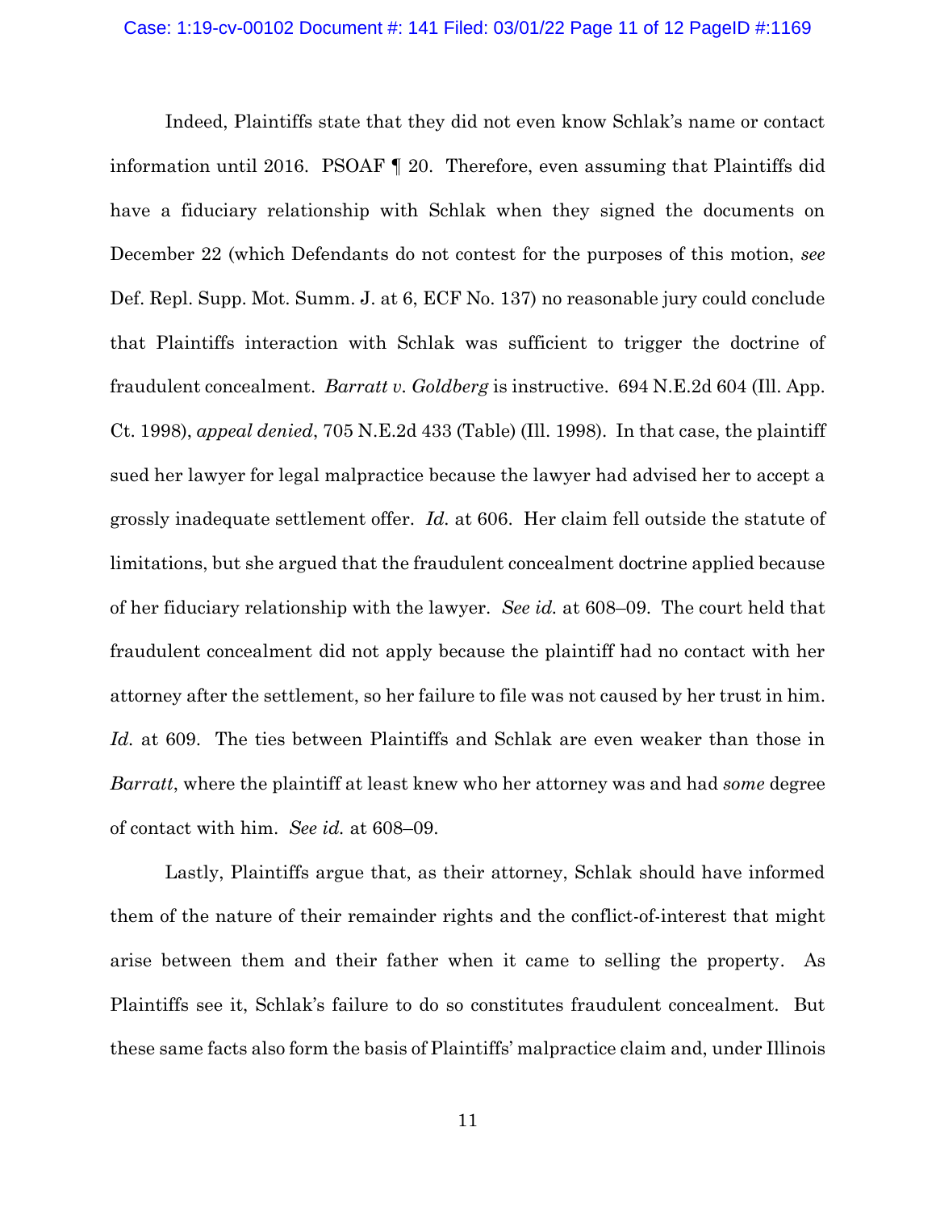Indeed, Plaintiffs state that they did not even know Schlak's name or contact information until 2016. PSOAF ¶ 20. Therefore, even assuming that Plaintiffs did have a fiduciary relationship with Schlak when they signed the documents on December 22 (which Defendants do not contest for the purposes of this motion, *see* Def. Repl. Supp. Mot. Summ. J. at 6, ECF No. 137) no reasonable jury could conclude that Plaintiffs interaction with Schlak was sufficient to trigger the doctrine of fraudulent concealment. *Barratt v. Goldberg* is instructive. 694 N.E.2d 604 (Ill. App. Ct. 1998), *appeal denied*, 705 N.E.2d 433 (Table) (Ill. 1998). In that case, the plaintiff sued her lawyer for legal malpractice because the lawyer had advised her to accept a grossly inadequate settlement offer. *Id.* at 606. Her claim fell outside the statute of limitations, but she argued that the fraudulent concealment doctrine applied because of her fiduciary relationship with the lawyer. *See id.* at 608–09. The court held that fraudulent concealment did not apply because the plaintiff had no contact with her attorney after the settlement, so her failure to file was not caused by her trust in him. *Id.* at 609. The ties between Plaintiffs and Schlak are even weaker than those in *Barratt*, where the plaintiff at least knew who her attorney was and had *some* degree of contact with him. *See id.* at 608–09.

Lastly, Plaintiffs argue that, as their attorney, Schlak should have informed them of the nature of their remainder rights and the conflict-of-interest that might arise between them and their father when it came to selling the property. As Plaintiffs see it, Schlak's failure to do so constitutes fraudulent concealment. But these same facts also form the basis of Plaintiffs' malpractice claim and, under Illinois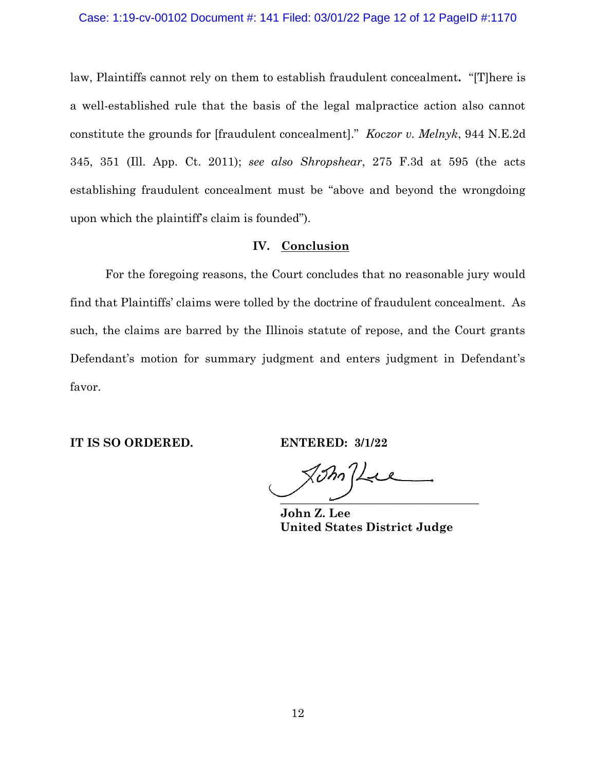law, Plaintiffs cannot rely on them to establish fraudulent concealment**.** "[T]here is a well-established rule that the basis of the legal malpractice action also cannot constitute the grounds for [fraudulent concealment]." *Koczor v. Melnyk*, 944 N.E.2d 345, 351 (Ill. App. Ct. 2011); *see also Shropshear*, 275 F.3d at 595 (the acts establishing fraudulent concealment must be "above and beyond the wrongdoing upon which the plaintiff's claim is founded").

## IV. Conclusion

For the foregoing reasons, the Court concludes that no reasonable jury would find that Plaintiffs' claims were tolled by the doctrine of fraudulent concealment. As such, the claims are barred by the Illinois statute of repose, and the Court grants Defendant's motion for summary judgment and enters judgment in Defendant's favor.

**IT IS SO ORDERED.**

**ENTERED: 3/1/22**

**John Z. Lee**
**United States District Judge**